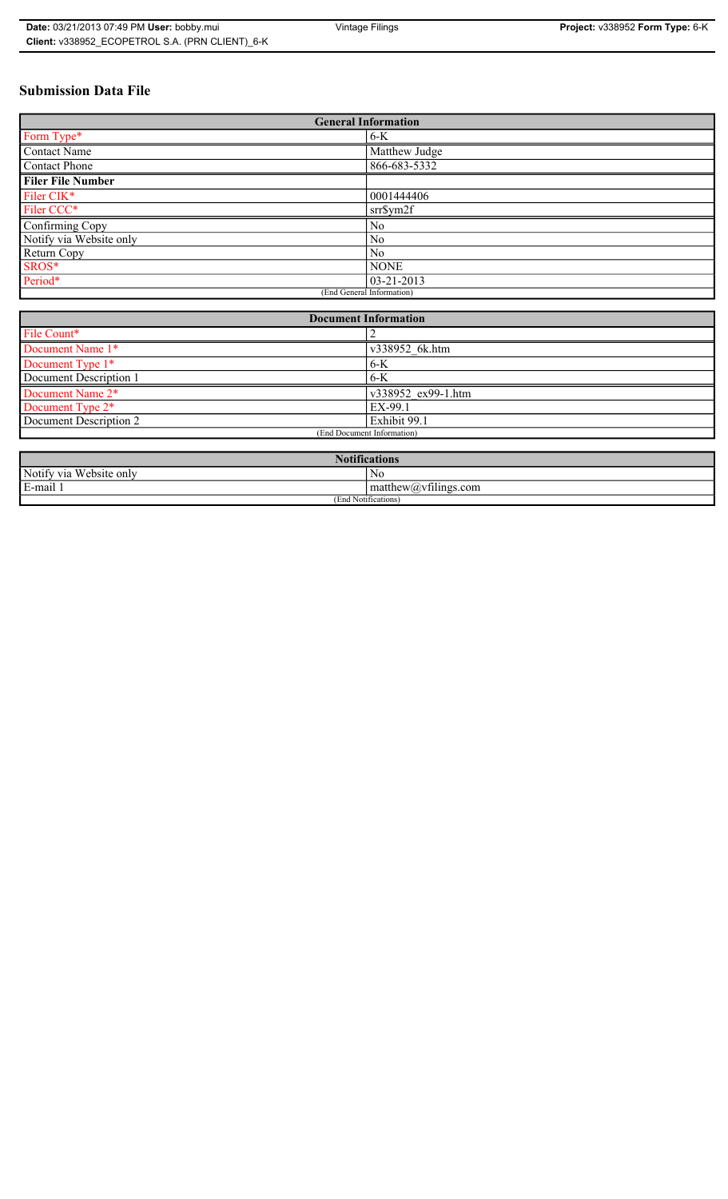# Submission Data File

| General Information | |
|---|---|
| Form Type* | 6-K |
| Contact Name | Matthew Judge |
| Contact Phone | 866-683-5332 |
| **Filer File Number** | |
| Filer CIK* | 0001444406 |
| Filer CCC* | srr$ym2f |
| Confirming Copy | No |
| Notify via Website only | No |
| Return Copy | No |
| SROS* | NONE |
| Period* | 03-21-2013 |
| (End General Information) | |

| Document Information | |
|---|---|
| File Count* | 2 |
| Document Name 1* | v338952_6k.htm |
| Document Type 1* | 6-K |
| Document Description 1 | 6-K |
| Document Name 2* | v338952_ex99-1.htm |
| Document Type 2* | EX-99.1 |
| Document Description 2 | Exhibit 99.1 |
| (End Document Information) | |

| Notifications | |
|---|---|
| Notify via Website only | No |
| E-mail 1 | matthew@vfilings.com |
| (End Notifications) | |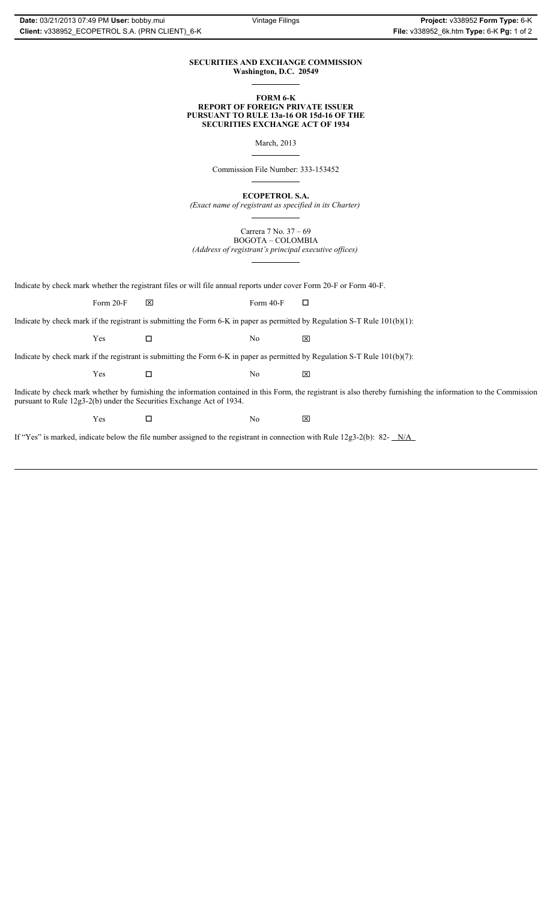**SECURITIES AND EXCHANGE COMMISSION**
**Washington, D.C. 20549**

**FORM 6-K**
**REPORT OF FOREIGN PRIVATE ISSUER**
**PURSUANT TO RULE 13a-16 OR 15d-16 OF THE**
**SECURITIES EXCHANGE ACT OF 1934**

March, 2013

Commission File Number: 333-153452

**ECOPETROL S.A.**
*(Exact name of registrant as specified in its Charter)*

Carrera 7 No. 37 – 69
BOGOTA – COLOMBIA
*(Address of registrant's principal executive offices)*

Indicate by check mark whether the registrant files or will file annual reports under cover Form 20-F or Form 40-F.

Form 20-F ☒ Form 40-F ☐

Indicate by check mark if the registrant is submitting the Form 6-K in paper as permitted by Regulation S-T Rule 101(b)(1):

Yes ☐ No ☒

Indicate by check mark if the registrant is submitting the Form 6-K in paper as permitted by Regulation S-T Rule 101(b)(7):

Yes ☐ No ☒

Indicate by check mark whether by furnishing the information contained in this Form, the registrant is also thereby furnishing the information to the Commission pursuant to Rule 12g3-2(b) under the Securities Exchange Act of 1934.

Yes ☐ No ☒

If "Yes" is marked, indicate below the file number assigned to the registrant in connection with Rule 12g3-2(b): 82- N/A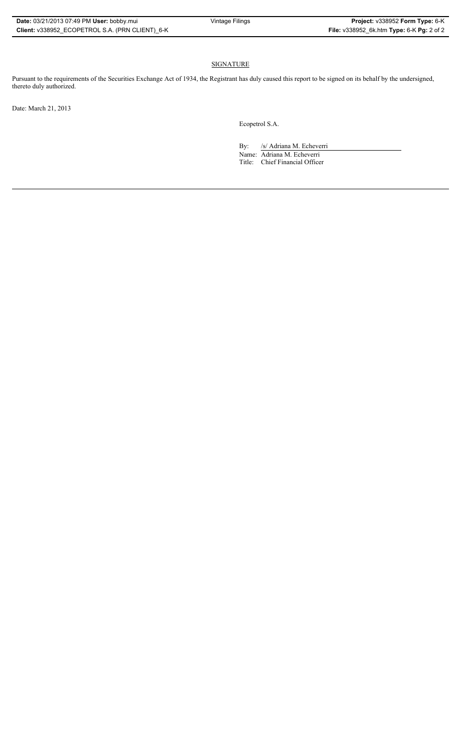## SIGNATURE

Pursuant to the requirements of the Securities Exchange Act of 1934, the Registrant has duly caused this report to be signed on its behalf by the undersigned, thereto duly authorized.

Date: March 21, 2013

Ecopetrol S.A.

By: /s/ Adriana M. Echeverri

Name: Adriana M. Echeverri

Title: Chief Financial Officer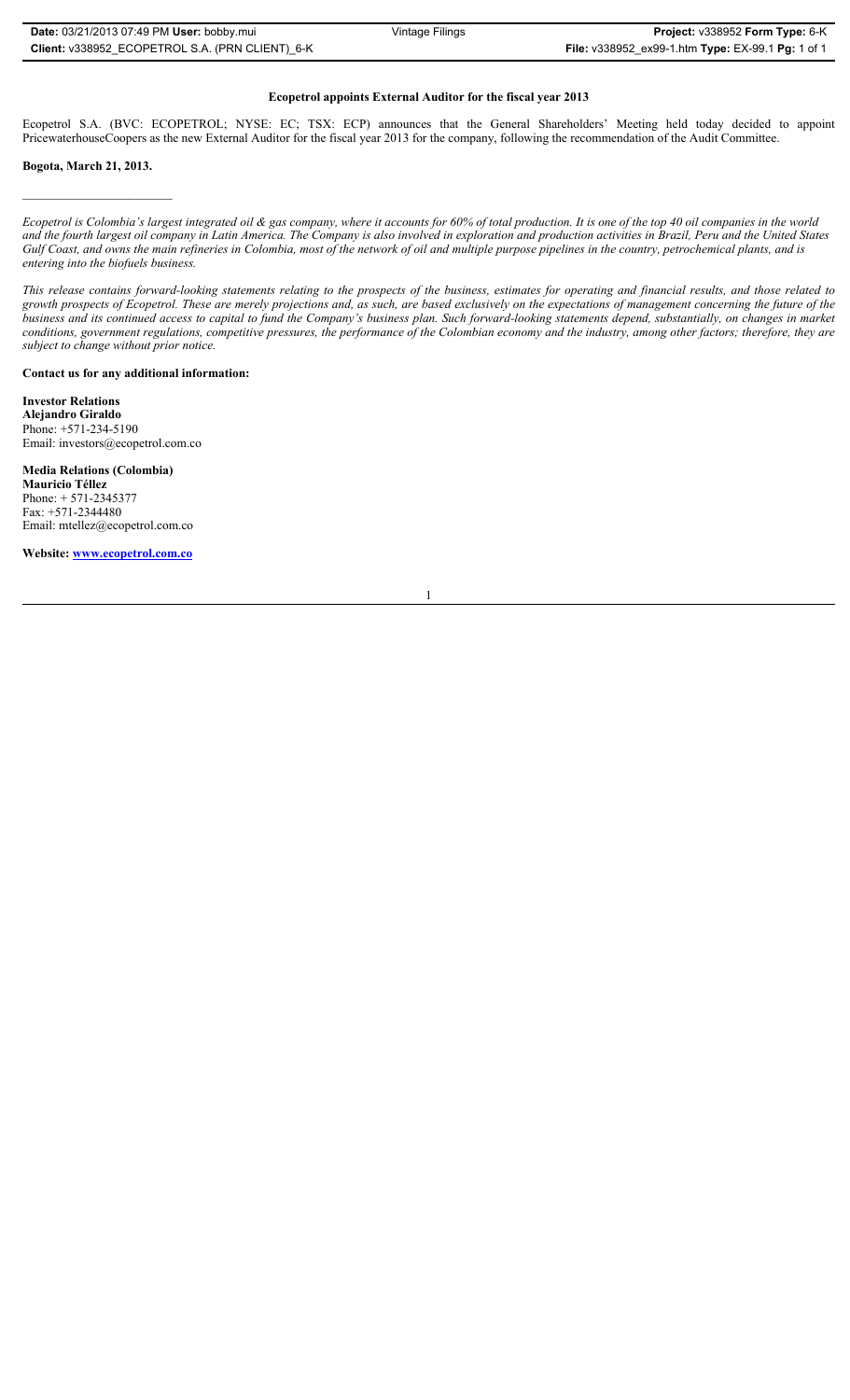**Ecopetrol appoints External Auditor for the fiscal year 2013**

Ecopetrol S.A. (BVC: ECOPETROL; NYSE: EC; TSX: ECP) announces that the General Shareholders' Meeting held today decided to appoint PricewaterhouseCoopers as the new External Auditor for the fiscal year 2013 for the company, following the recommendation of the Audit Committee.

**Bogota, March 21, 2013.**

---

*Ecopetrol is Colombia's largest integrated oil & gas company, where it accounts for 60% of total production. It is one of the top 40 oil companies in the world and the fourth largest oil company in Latin America. The Company is also involved in exploration and production activities in Brazil, Peru and the United States Gulf Coast, and owns the main refineries in Colombia, most of the network of oil and multiple purpose pipelines in the country, petrochemical plants, and is entering into the biofuels business.*

*This release contains forward-looking statements relating to the prospects of the business, estimates for operating and financial results, and those related to growth prospects of Ecopetrol. These are merely projections and, as such, are based exclusively on the expectations of management concerning the future of the business and its continued access to capital to fund the Company's business plan. Such forward-looking statements depend, substantially, on changes in market conditions, government regulations, competitive pressures, the performance of the Colombian economy and the industry, among other factors; therefore, they are subject to change without prior notice.*

**Contact us for any additional information:**

**Investor Relations**
**Alejandro Giraldo**
Phone: +571-234-5190
Email: investors@ecopetrol.com.co

**Media Relations (Colombia)**
**Mauricio Téllez**
Phone: + 571-2345377
Fax: +571-2344480
Email: mtellez@ecopetrol.com.co

**Website: www.ecopetrol.com.co**